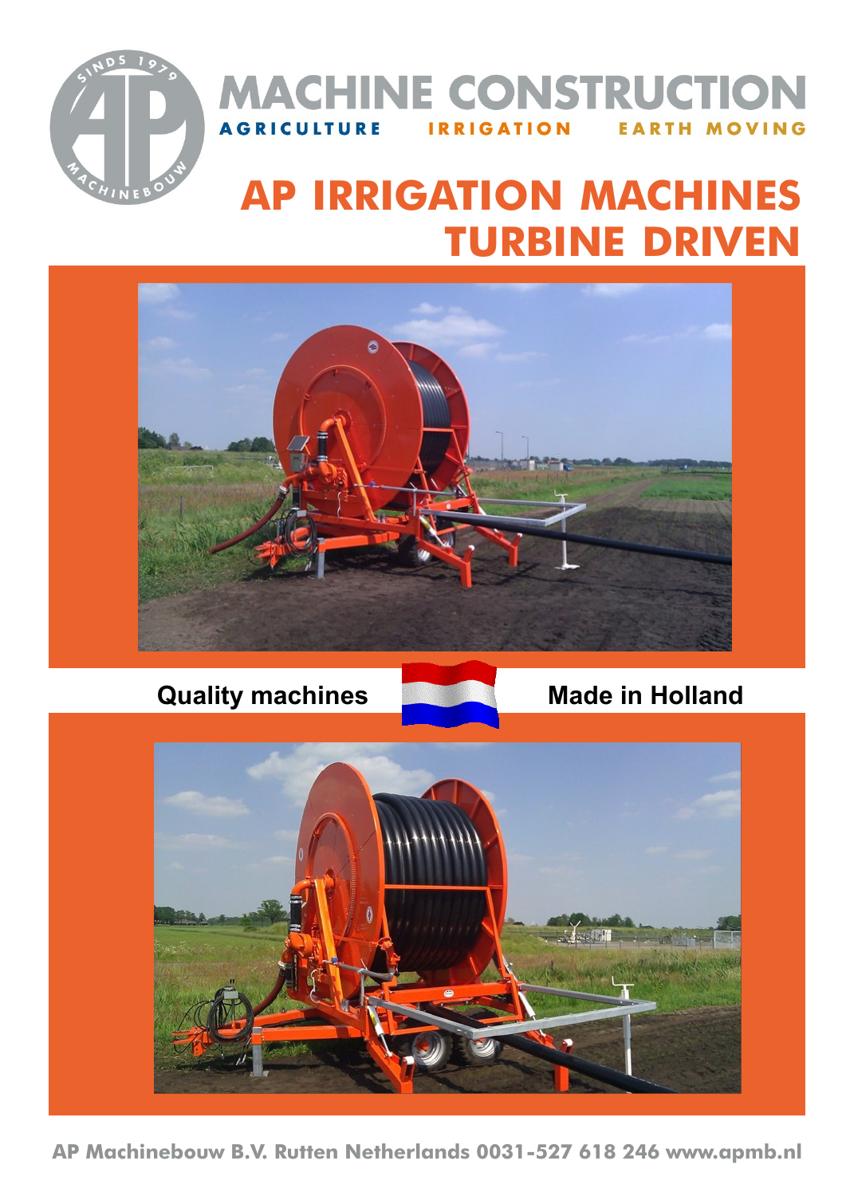# MACHINE CONSTRUCTION

AGRICULTURE IRRIGATION EARTH MOVING

# AP IRRIGATION MACHINES TURBINE DRIVEN

**Quality machines** **Made in Holland**

AP Machinebouw B.V. Rutten Netherlands 0031-527 618 246 www.apmb.nl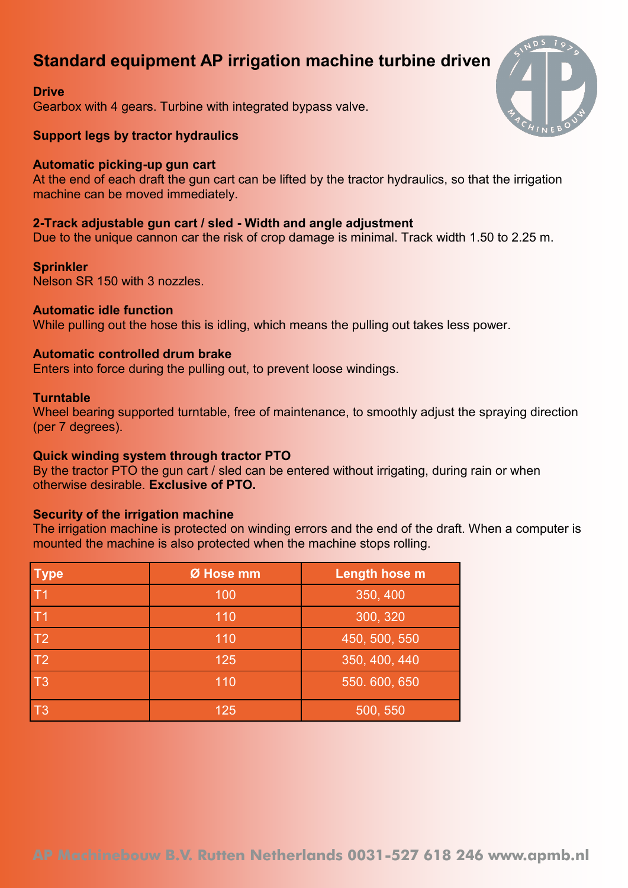# Standard equipment AP irrigation machine turbine driven

**Drive**
Gearbox with 4 gears. Turbine with integrated bypass valve.

**Support legs by tractor hydraulics**

**Automatic picking-up gun cart**
At the end of each draft the gun cart can be lifted by the tractor hydraulics, so that the irrigation machine can be moved immediately.

**2-Track adjustable gun cart / sled - Width and angle adjustment**
Due to the unique cannon car the risk of crop damage is minimal. Track width 1.50 to 2.25 m.

**Sprinkler**
Nelson SR 150 with 3 nozzles.

**Automatic idle function**
While pulling out the hose this is idling, which means the pulling out takes less power.

**Automatic controlled drum brake**
Enters into force during the pulling out, to prevent loose windings.

**Turntable**
Wheel bearing supported turntable, free of maintenance, to smoothly adjust the spraying direction (per 7 degrees).

**Quick winding system through tractor PTO**
By the tractor PTO the gun cart / sled can be entered without irrigating, during rain or when otherwise desirable. **Exclusive of PTO.**

**Security of the irrigation machine**
The irrigation machine is protected on winding errors and the end of the draft. When a computer is mounted the machine is also protected when the machine stops rolling.

| Type | Ø Hose mm | Length hose m |
|---|---|---|
| T1 | 100 | 350, 400 |
| T1 | 110 | 300, 320 |
| T2 | 110 | 450, 500, 550 |
| T2 | 125 | 350, 400, 440 |
| T3 | 110 | 550. 600, 650 |
| T3 | 125 | 500, 550 |

AP Machinebouw B.V. Rutten Netherlands 0031-527 618 246 www.apmb.nl